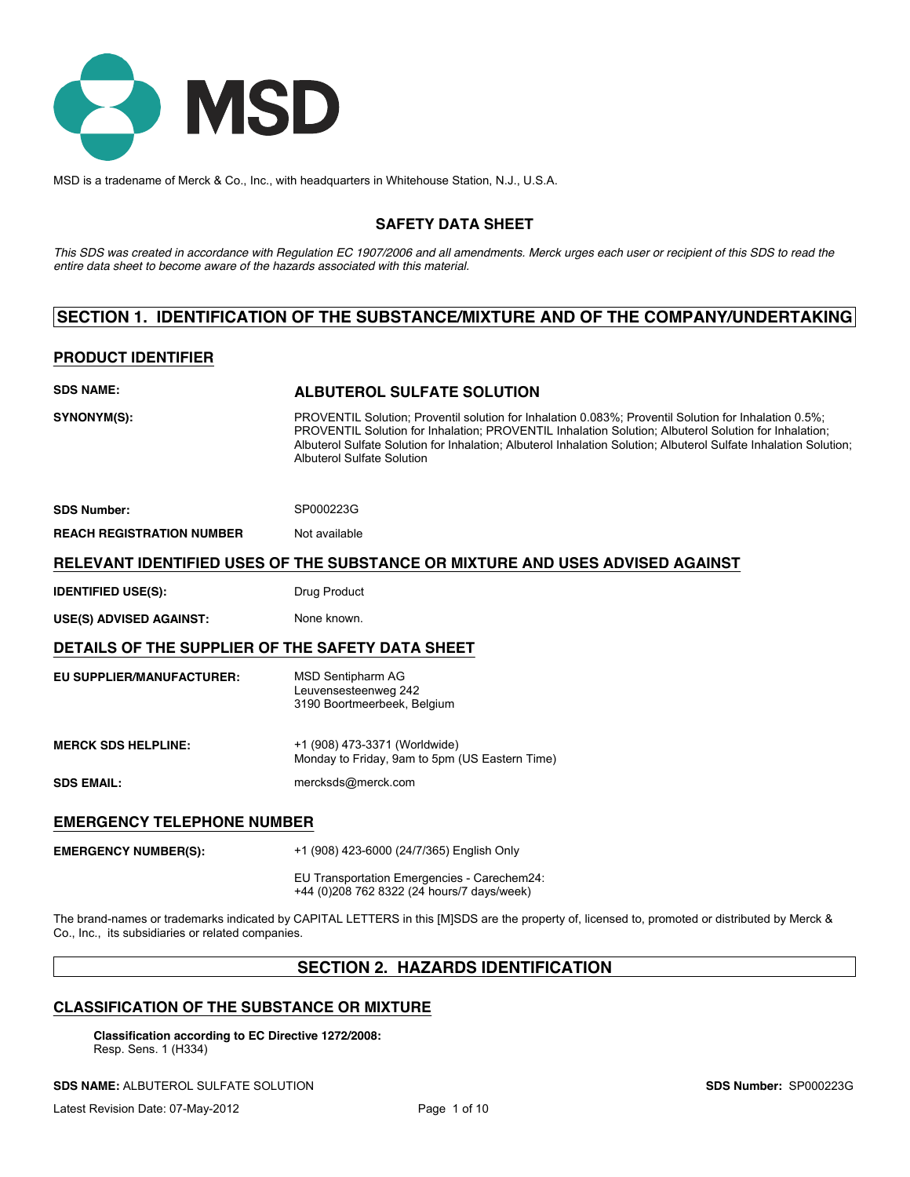MSD

MSD is a tradename of Merck & Co., Inc., with headquarters in Whitehouse Station, N.J., U.S.A.

# SAFETY DATA SHEET

*This SDS was created in accordance with Regulation EC 1907/2006 and all amendments. Merck urges each user or recipient of this SDS to read the entire data sheet to become aware of the hazards associated with this material.*

## SECTION 1. IDENTIFICATION OF THE SUBSTANCE/MIXTURE AND OF THE COMPANY/UNDERTAKING

### PRODUCT IDENTIFIER

**SDS NAME:** **ALBUTEROL SULFATE SOLUTION**

**SYNONYM(S):** PROVENTIL Solution; Proventil solution for Inhalation 0.083%; Proventil Solution for Inhalation 0.5%; PROVENTIL Solution for Inhalation; PROVENTIL Inhalation Solution; Albuterol Solution for Inhalation; Albuterol Sulfate Solution for Inhalation; Albuterol Inhalation Solution; Albuterol Sulfate Inhalation Solution; Albuterol Sulfate Solution

**SDS Number:** SP000223G

**REACH REGISTRATION NUMBER** Not available

### RELEVANT IDENTIFIED USES OF THE SUBSTANCE OR MIXTURE AND USES ADVISED AGAINST

**IDENTIFIED USE(S):** Drug Product

**USE(S) ADVISED AGAINST:** None known.

### DETAILS OF THE SUPPLIER OF THE SAFETY DATA SHEET

**EU SUPPLIER/MANUFACTURER:** MSD Sentipharm AG
Leuvensesteenweg 242
3190 Boortmeerbeek, Belgium

**MERCK SDS HELPLINE:** +1 (908) 473-3371 (Worldwide)
Monday to Friday, 9am to 5pm (US Eastern Time)

**SDS EMAIL:** mercksds@merck.com

### EMERGENCY TELEPHONE NUMBER

**EMERGENCY NUMBER(S):** +1 (908) 423-6000 (24/7/365) English Only

EU Transportation Emergencies - Carechem24:
+44 (0)208 762 8322 (24 hours/7 days/week)

The brand-names or trademarks indicated by CAPITAL LETTERS in this [M]SDS are the property of, licensed to, promoted or distributed by Merck & Co., Inc., its subsidiaries or related companies.

## SECTION 2. HAZARDS IDENTIFICATION

### CLASSIFICATION OF THE SUBSTANCE OR MIXTURE

**Classification according to EC Directive 1272/2008:**
Resp. Sens. 1 (H334)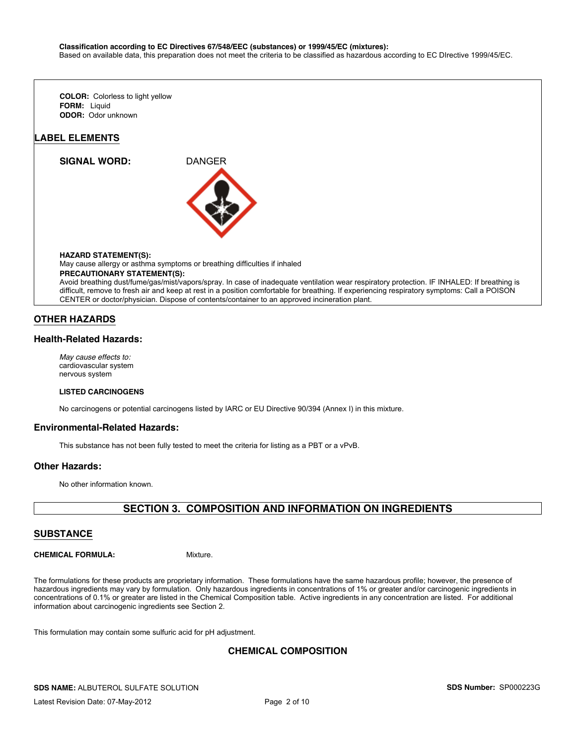**Classification according to EC Directives 67/548/EEC (substances) or 1999/45/EC (mixtures):**
Based on available data, this preparation does not meet the criteria to be classified as hazardous according to EC DIrective 1999/45/EC.

**COLOR:** Colorless to light yellow
**FORM:** Liquid
**ODOR:** Odor unknown

## LABEL ELEMENTS

**SIGNAL WORD:** DANGER

**HAZARD STATEMENT(S):**
May cause allergy or asthma symptoms or breathing difficulties if inhaled

**PRECAUTIONARY STATEMENT(S):**
Avoid breathing dust/fume/gas/mist/vapors/spray. In case of inadequate ventilation wear respiratory protection. IF INHALED: If breathing is difficult, remove to fresh air and keep at rest in a position comfortable for breathing. If experiencing respiratory symptoms: Call a POISON CENTER or doctor/physician. Dispose of contents/container to an approved incineration plant.

## OTHER HAZARDS

### Health-Related Hazards:

*May cause effects to:*
cardiovascular system
nervous system

**LISTED CARCINOGENS**

No carcinogens or potential carcinogens listed by IARC or EU Directive 90/394 (Annex I) in this mixture.

### Environmental-Related Hazards:

This substance has not been fully tested to meet the criteria for listing as a PBT or a vPvB.

### Other Hazards:

No other information known.

## SECTION 3. COMPOSITION AND INFORMATION ON INGREDIENTS

## SUBSTANCE

**CHEMICAL FORMULA:** Mixture.

The formulations for these products are proprietary information. These formulations have the same hazardous profile; however, the presence of hazardous ingredients may vary by formulation. Only hazardous ingredients in concentrations of 1% or greater and/or carcinogenic ingredients in concentrations of 0.1% or greater are listed in the Chemical Composition table. Active ingredients in any concentration are listed. For additional information about carcinogenic ingredients see Section 2.

This formulation may contain some sulfuric acid for pH adjustment.

### CHEMICAL COMPOSITION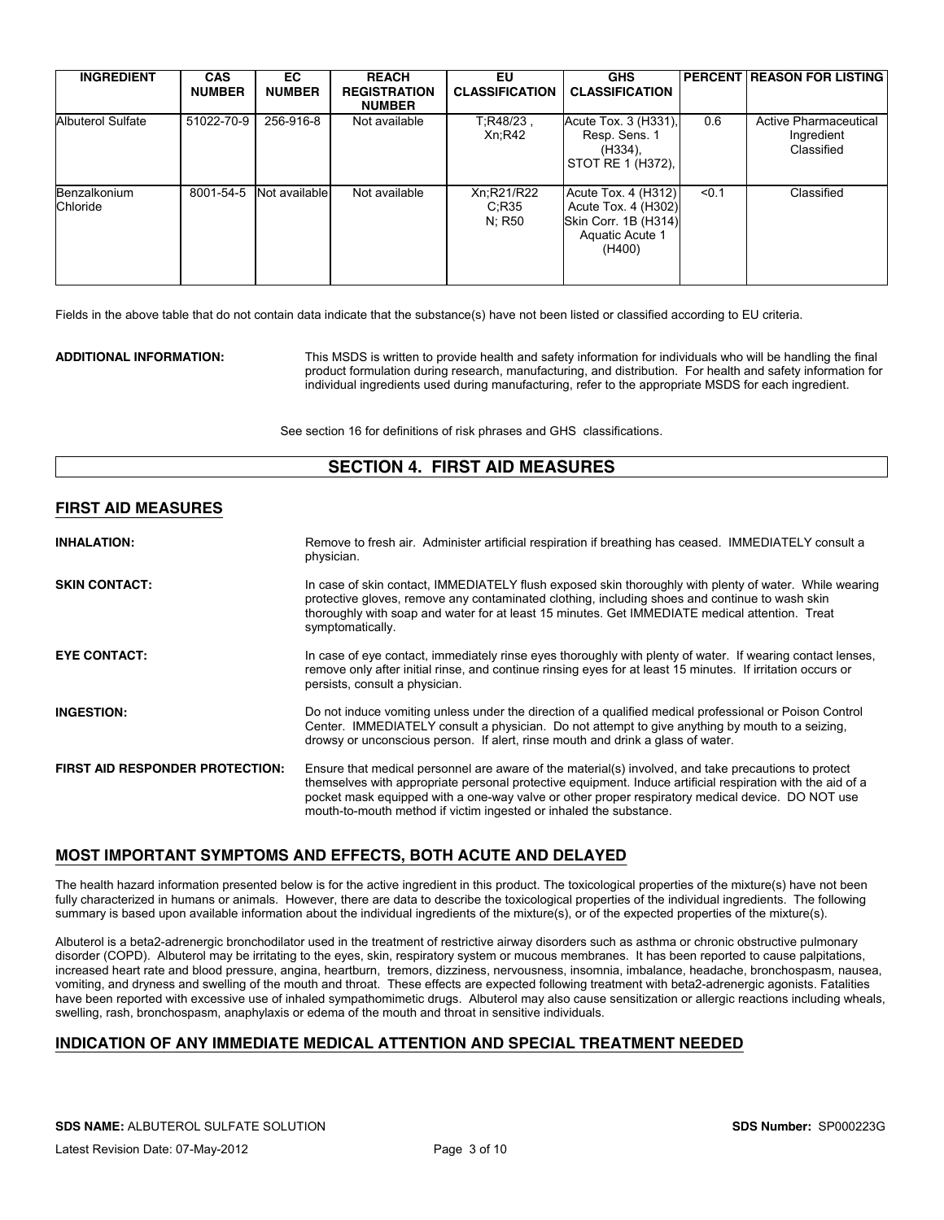| INGREDIENT | CAS NUMBER | EC NUMBER | REACH REGISTRATION NUMBER | EU CLASSIFICATION | GHS CLASSIFICATION | PERCENT | REASON FOR LISTING |
|---|---|---|---|---|---|---|---|
| Albuterol Sulfate | 51022-70-9 | 256-916-8 | Not available | T;R48/23 , Xn;R42 | Acute Tox. 3 (H331), Resp. Sens. 1 (H334), STOT RE 1 (H372), | 0.6 | Active Pharmaceutical Ingredient Classified |
| Benzalkonium Chloride | 8001-54-5 | Not available | Not available | Xn;R21/R22 C;R35 N; R50 | Acute Tox. 4 (H312) Acute Tox. 4 (H302) Skin Corr. 1B (H314) Aquatic Acute 1 (H400) | <0.1 | Classified |

Fields in the above table that do not contain data indicate that the substance(s) have not been listed or classified according to EU criteria.

**ADDITIONAL INFORMATION:** This MSDS is written to provide health and safety information for individuals who will be handling the final product formulation during research, manufacturing, and distribution. For health and safety information for individual ingredients used during manufacturing, refer to the appropriate MSDS for each ingredient.

See section 16 for definitions of risk phrases and GHS classifications.

## SECTION 4. FIRST AID MEASURES

### FIRST AID MEASURES

**INHALATION:** Remove to fresh air. Administer artificial respiration if breathing has ceased. IMMEDIATELY consult a physician.

**SKIN CONTACT:** In case of skin contact, IMMEDIATELY flush exposed skin thoroughly with plenty of water. While wearing protective gloves, remove any contaminated clothing, including shoes and continue to wash skin thoroughly with soap and water for at least 15 minutes. Get IMMEDIATE medical attention. Treat symptomatically.

**EYE CONTACT:** In case of eye contact, immediately rinse eyes thoroughly with plenty of water. If wearing contact lenses, remove only after initial rinse, and continue rinsing eyes for at least 15 minutes. If irritation occurs or persists, consult a physician.

**INGESTION:** Do not induce vomiting unless under the direction of a qualified medical professional or Poison Control Center. IMMEDIATELY consult a physician. Do not attempt to give anything by mouth to a seizing, drowsy or unconscious person. If alert, rinse mouth and drink a glass of water.

**FIRST AID RESPONDER PROTECTION:** Ensure that medical personnel are aware of the material(s) involved, and take precautions to protect themselves with appropriate personal protective equipment. Induce artificial respiration with the aid of a pocket mask equipped with a one-way valve or other proper respiratory medical device. DO NOT use mouth-to-mouth method if victim ingested or inhaled the substance.

### MOST IMPORTANT SYMPTOMS AND EFFECTS, BOTH ACUTE AND DELAYED

The health hazard information presented below is for the active ingredient in this product. The toxicological properties of the mixture(s) have not been fully characterized in humans or animals. However, there are data to describe the toxicological properties of the individual ingredients. The following summary is based upon available information about the individual ingredients of the mixture(s), or of the expected properties of the mixture(s).

Albuterol is a beta2-adrenergic bronchodilator used in the treatment of restrictive airway disorders such as asthma or chronic obstructive pulmonary disorder (COPD). Albuterol may be irritating to the eyes, skin, respiratory system or mucous membranes. It has been reported to cause palpitations, increased heart rate and blood pressure, angina, heartburn, tremors, dizziness, nervousness, insomnia, imbalance, headache, bronchospasm, nausea, vomiting, and dryness and swelling of the mouth and throat. These effects are expected following treatment with beta2-adrenergic agonists. Fatalities have been reported with excessive use of inhaled sympathomimetic drugs. Albuterol may also cause sensitization or allergic reactions including wheals, swelling, rash, bronchospasm, anaphylaxis or edema of the mouth and throat in sensitive individuals.

### INDICATION OF ANY IMMEDIATE MEDICAL ATTENTION AND SPECIAL TREATMENT NEEDED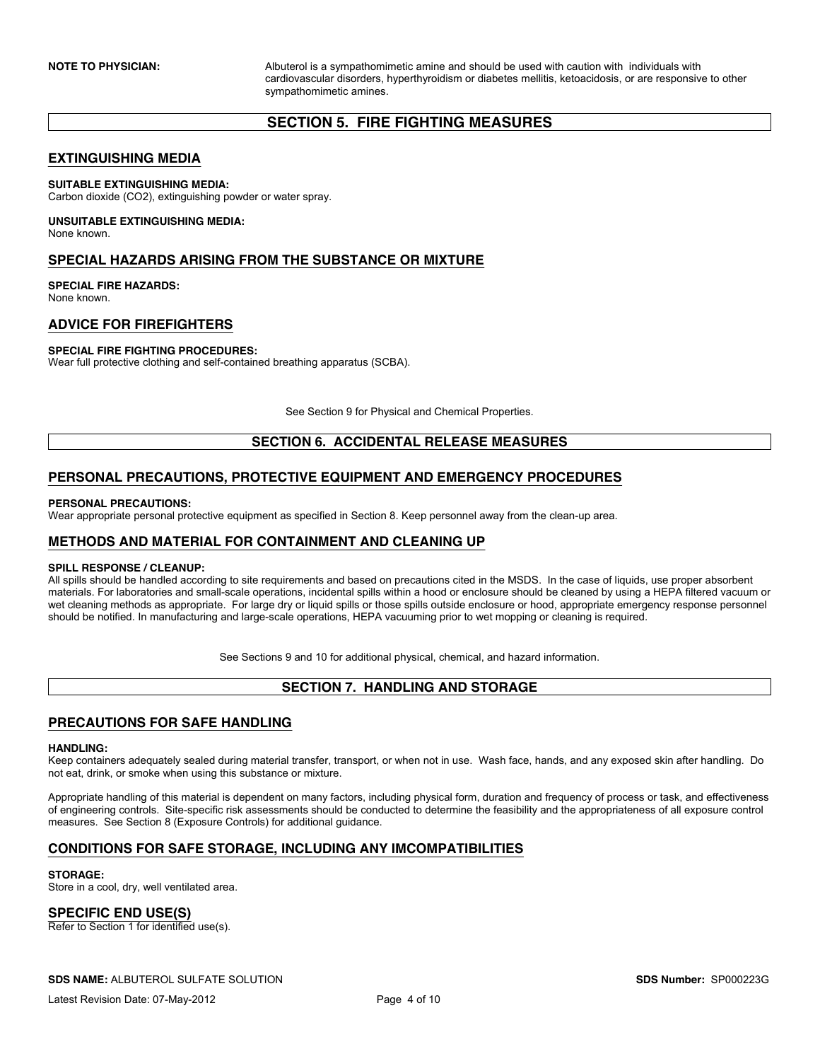**NOTE TO PHYSICIAN:** Albuterol is a sympathomimetic amine and should be used with caution with individuals with cardiovascular disorders, hyperthyroidism or diabetes mellitis, ketoacidosis, or are responsive to other sympathomimetic amines.

## SECTION 5. FIRE FIGHTING MEASURES

### EXTINGUISHING MEDIA

**SUITABLE EXTINGUISHING MEDIA:**
Carbon dioxide ($CO_2$), extinguishing powder or water spray.

**UNSUITABLE EXTINGUISHING MEDIA:**
None known.

### SPECIAL HAZARDS ARISING FROM THE SUBSTANCE OR MIXTURE

**SPECIAL FIRE HAZARDS:**
None known.

### ADVICE FOR FIREFIGHTERS

**SPECIAL FIRE FIGHTING PROCEDURES:**
Wear full protective clothing and self-contained breathing apparatus (SCBA).

See Section 9 for Physical and Chemical Properties.

## SECTION 6. ACCIDENTAL RELEASE MEASURES

### PERSONAL PRECAUTIONS, PROTECTIVE EQUIPMENT AND EMERGENCY PROCEDURES

**PERSONAL PRECAUTIONS:**
Wear appropriate personal protective equipment as specified in Section 8. Keep personnel away from the clean-up area.

### METHODS AND MATERIAL FOR CONTAINMENT AND CLEANING UP

**SPILL RESPONSE / CLEANUP:**
All spills should be handled according to site requirements and based on precautions cited in the MSDS. In the case of liquids, use proper absorbent materials. For laboratories and small-scale operations, incidental spills within a hood or enclosure should be cleaned by using a HEPA filtered vacuum or wet cleaning methods as appropriate. For large dry or liquid spills or those spills outside enclosure or hood, appropriate emergency response personnel should be notified. In manufacturing and large-scale operations, HEPA vacuuming prior to wet mopping or cleaning is required.

See Sections 9 and 10 for additional physical, chemical, and hazard information.

## SECTION 7. HANDLING AND STORAGE

### PRECAUTIONS FOR SAFE HANDLING

**HANDLING:**
Keep containers adequately sealed during material transfer, transport, or when not in use. Wash face, hands, and any exposed skin after handling. Do not eat, drink, or smoke when using this substance or mixture.

Appropriate handling of this material is dependent on many factors, including physical form, duration and frequency of process or task, and effectiveness of engineering controls. Site-specific risk assessments should be conducted to determine the feasibility and the appropriateness of all exposure control measures. See Section 8 (Exposure Controls) for additional guidance.

### CONDITIONS FOR SAFE STORAGE, INCLUDING ANY IMCOMPATIBILITIES

**STORAGE:**
Store in a cool, dry, well ventilated area.

### SPECIFIC END USE(S)

Refer to Section 1 for identified use(s).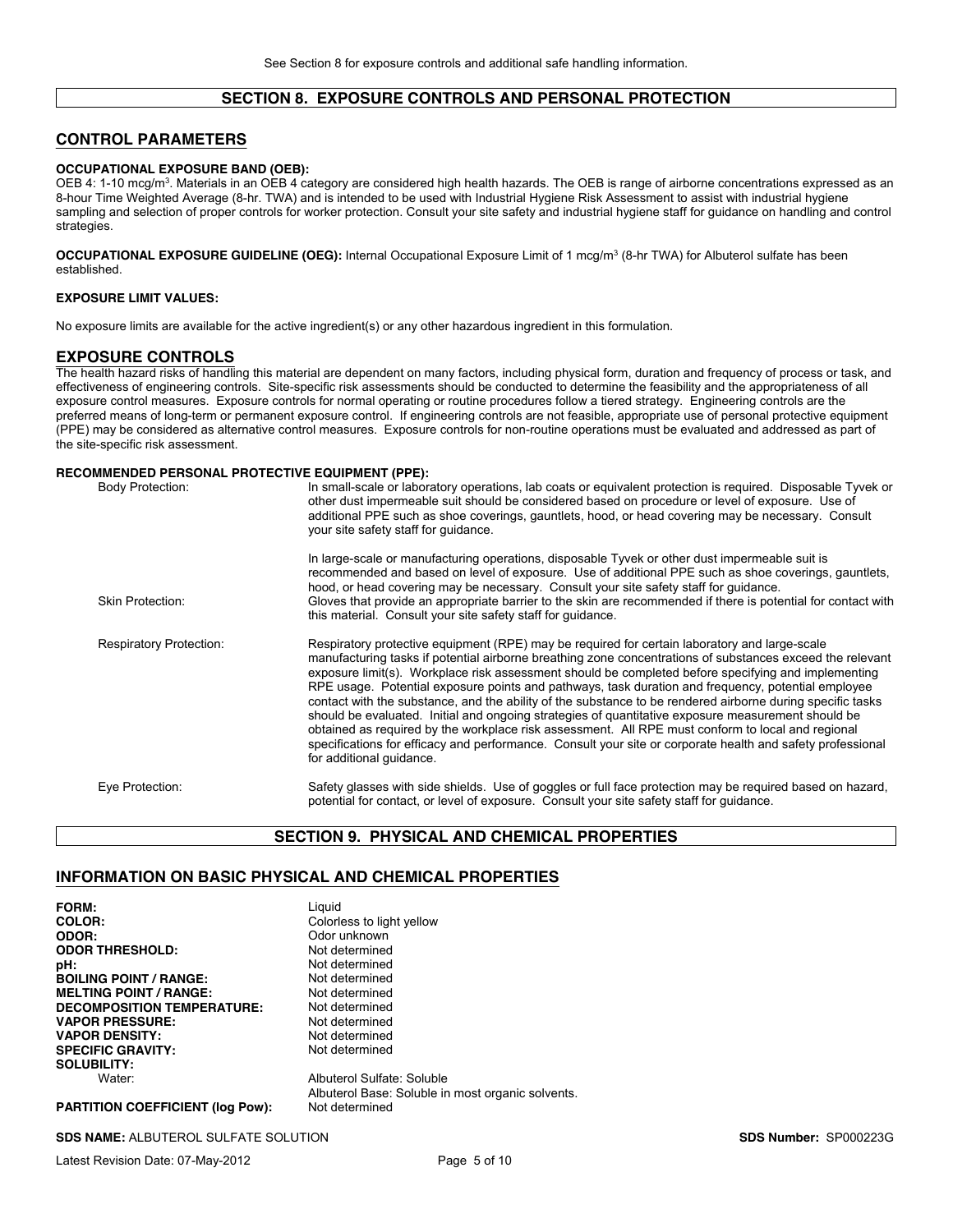See Section 8 for exposure controls and additional safe handling information.

## SECTION 8. EXPOSURE CONTROLS AND PERSONAL PROTECTION

### CONTROL PARAMETERS

**OCCUPATIONAL EXPOSURE BAND (OEB):**
OEB 4: 1-10 mcg/m$^3$. Materials in an OEB 4 category are considered high health hazards. The OEB is range of airborne concentrations expressed as an 8-hour Time Weighted Average (8-hr. TWA) and is intended to be used with Industrial Hygiene Risk Assessment to assist with industrial hygiene sampling and selection of proper controls for worker protection. Consult your site safety and industrial hygiene staff for guidance on handling and control strategies.

**OCCUPATIONAL EXPOSURE GUIDELINE (OEG):** Internal Occupational Exposure Limit of 1 mcg/m$^3$ (8-hr TWA) for Albuterol sulfate has been established.

**EXPOSURE LIMIT VALUES:**

No exposure limits are available for the active ingredient(s) or any other hazardous ingredient in this formulation.

### EXPOSURE CONTROLS

The health hazard risks of handling this material are dependent on many factors, including physical form, duration and frequency of process or task, and effectiveness of engineering controls. Site-specific risk assessments should be conducted to determine the feasibility and the appropriateness of all exposure control measures. Exposure controls for normal operating or routine procedures follow a tiered strategy. Engineering controls are the preferred means of long-term or permanent exposure control. If engineering controls are not feasible, appropriate use of personal protective equipment (PPE) may be considered as alternative control measures. Exposure controls for non-routine operations must be evaluated and addressed as part of the site-specific risk assessment.

**RECOMMENDED PERSONAL PROTECTIVE EQUIPMENT (PPE):**

Body Protection: In small-scale or laboratory operations, lab coats or equivalent protection is required. Disposable Tyvek or other dust impermeable suit should be considered based on procedure or level of exposure. Use of additional PPE such as shoe coverings, gauntlets, hood, or head covering may be necessary. Consult your site safety staff for guidance.

In large-scale or manufacturing operations, disposable Tyvek or other dust impermeable suit is recommended and based on level of exposure. Use of additional PPE such as shoe coverings, gauntlets, hood, or head covering may be necessary. Consult your site safety staff for guidance.

Skin Protection: Gloves that provide an appropriate barrier to the skin are recommended if there is potential for contact with this material. Consult your site safety staff for guidance.

Respiratory Protection: Respiratory protective equipment (RPE) may be required for certain laboratory and large-scale manufacturing tasks if potential airborne breathing zone concentrations of substances exceed the relevant exposure limit(s). Workplace risk assessment should be completed before specifying and implementing RPE usage. Potential exposure points and pathways, task duration and frequency, potential employee contact with the substance, and the ability of the substance to be rendered airborne during specific tasks should be evaluated. Initial and ongoing strategies of quantitative exposure measurement should be obtained as required by the workplace risk assessment. All RPE must conform to local and regional specifications for efficacy and performance. Consult your site or corporate health and safety professional for additional guidance.

Eye Protection: Safety glasses with side shields. Use of goggles or full face protection may be required based on hazard, potential for contact, or level of exposure. Consult your site safety staff for guidance.

## SECTION 9. PHYSICAL AND CHEMICAL PROPERTIES

### INFORMATION ON BASIC PHYSICAL AND CHEMICAL PROPERTIES

| | |
|---|---|
| **FORM:** | Liquid |
| **COLOR:** | Colorless to light yellow |
| **ODOR:** | Odor unknown |
| **ODOR THRESHOLD:** | Not determined |
| **pH:** | Not determined |
| **BOILING POINT / RANGE:** | Not determined |
| **MELTING POINT / RANGE:** | Not determined |
| **DECOMPOSITION TEMPERATURE:** | Not determined |
| **VAPOR PRESSURE:** | Not determined |
| **VAPOR DENSITY:** | Not determined |
| **SPECIFIC GRAVITY:** | Not determined |
| **SOLUBILITY:** | |
| Water: | Albuterol Sulfate: Soluble<br>Albuterol Base: Soluble in most organic solvents. |
| **PARTITION COEFFICIENT (log Pow):** | Not determined |

**SDS NAME:** ALBUTEROL SULFATE SOLUTION **SDS Number:** SP000223G

Latest Revision Date: 07-May-2012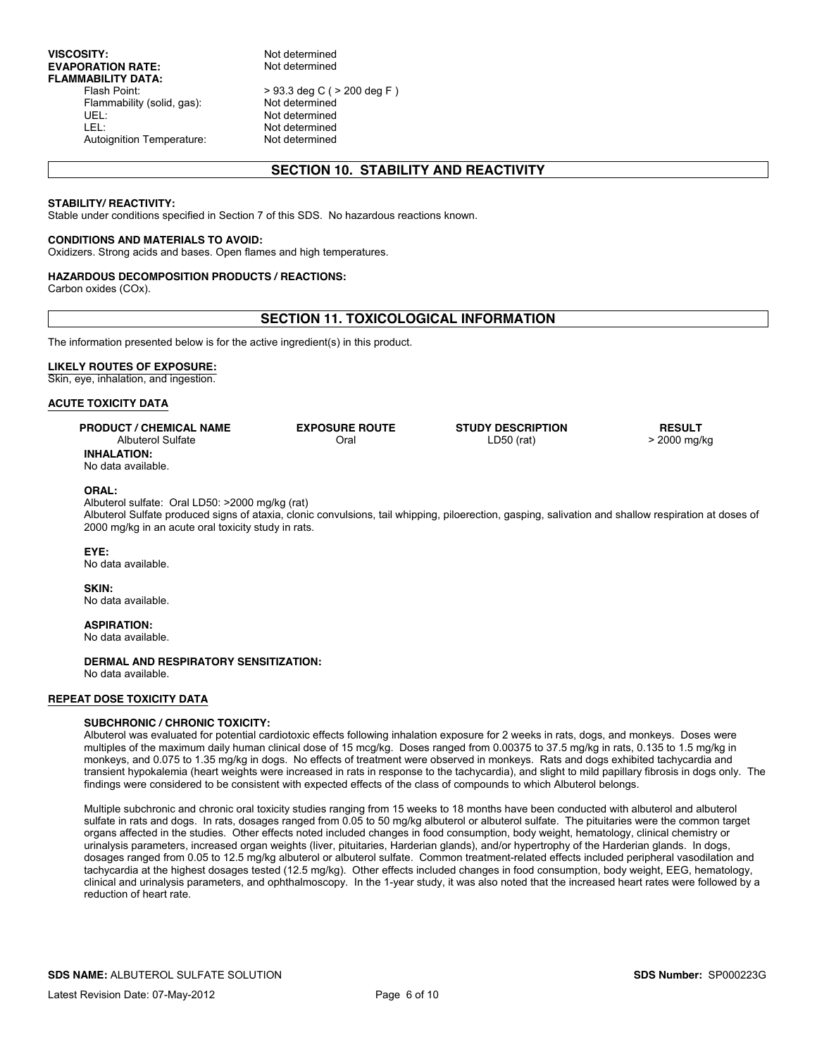**VISCOSITY:** Not determined
**EVAPORATION RATE:** Not determined
**FLAMMABILITY DATA:**

| | |
|---|---|
| Flash Point: | > 93.3 deg C ( > 200 deg F ) |
| Flammability (solid, gas): | Not determined |
| UEL: | Not determined |
| LEL: | Not determined |
| Autoignition Temperature: | Not determined |

## SECTION 10. STABILITY AND REACTIVITY

**STABILITY/ REACTIVITY:**
Stable under conditions specified in Section 7 of this SDS. No hazardous reactions known.

**CONDITIONS AND MATERIALS TO AVOID:**
Oxidizers. Strong acids and bases. Open flames and high temperatures.

**HAZARDOUS DECOMPOSITION PRODUCTS / REACTIONS:**
Carbon oxides (COx).

## SECTION 11. TOXICOLOGICAL INFORMATION

The information presented below is for the active ingredient(s) in this product.

**LIKELY ROUTES OF EXPOSURE:**
Skin, eye, inhalation, and ingestion.

**ACUTE TOXICITY DATA**

| PRODUCT / CHEMICAL NAME | EXPOSURE ROUTE | STUDY DESCRIPTION | RESULT |
|---|---|---|---|
| Albuterol Sulfate | Oral | LD50 (rat) | > 2000 mg/kg |

**INHALATION:**
No data available.

**ORAL:**
Albuterol sulfate: Oral LD50: >2000 mg/kg (rat)
Albuterol Sulfate produced signs of ataxia, clonic convulsions, tail whipping, piloerection, gasping, salivation and shallow respiration at doses of 2000 mg/kg in an acute oral toxicity study in rats.

**EYE:**
No data available.

**SKIN:**
No data available.

**ASPIRATION:**
No data available.

**DERMAL AND RESPIRATORY SENSITIZATION:**
No data available.

**REPEAT DOSE TOXICITY DATA**

**SUBCHRONIC / CHRONIC TOXICITY:**
Albuterol was evaluated for potential cardiotoxic effects following inhalation exposure for 2 weeks in rats, dogs, and monkeys. Doses were multiples of the maximum daily human clinical dose of 15 mcg/kg. Doses ranged from 0.00375 to 37.5 mg/kg in rats, 0.135 to 1.5 mg/kg in monkeys, and 0.075 to 1.35 mg/kg in dogs. No effects of treatment were observed in monkeys. Rats and dogs exhibited tachycardia and transient hypokalemia (heart weights were increased in rats in response to the tachycardia), and slight to mild papillary fibrosis in dogs only. The findings were considered to be consistent with expected effects of the class of compounds to which Albuterol belongs.

Multiple subchronic and chronic oral toxicity studies ranging from 15 weeks to 18 months have been conducted with albuterol and albuterol sulfate in rats and dogs. In rats, dosages ranged from 0.05 to 50 mg/kg albuterol or albuterol sulfate. The pituitaries were the common target organs affected in the studies. Other effects noted included changes in food consumption, body weight, hematology, clinical chemistry or urinalysis parameters, increased organ weights (liver, pituitaries, Harderian glands), and/or hypertrophy of the Harderian glands. In dogs, dosages ranged from 0.05 to 12.5 mg/kg albuterol or albuterol sulfate. Common treatment-related effects included peripheral vasodilation and tachycardia at the highest dosages tested (12.5 mg/kg). Other effects included changes in food consumption, body weight, EEG, hematology, clinical and urinalysis parameters, and ophthalmoscopy. In the 1-year study, it was also noted that the increased heart rates were followed by a reduction of heart rate.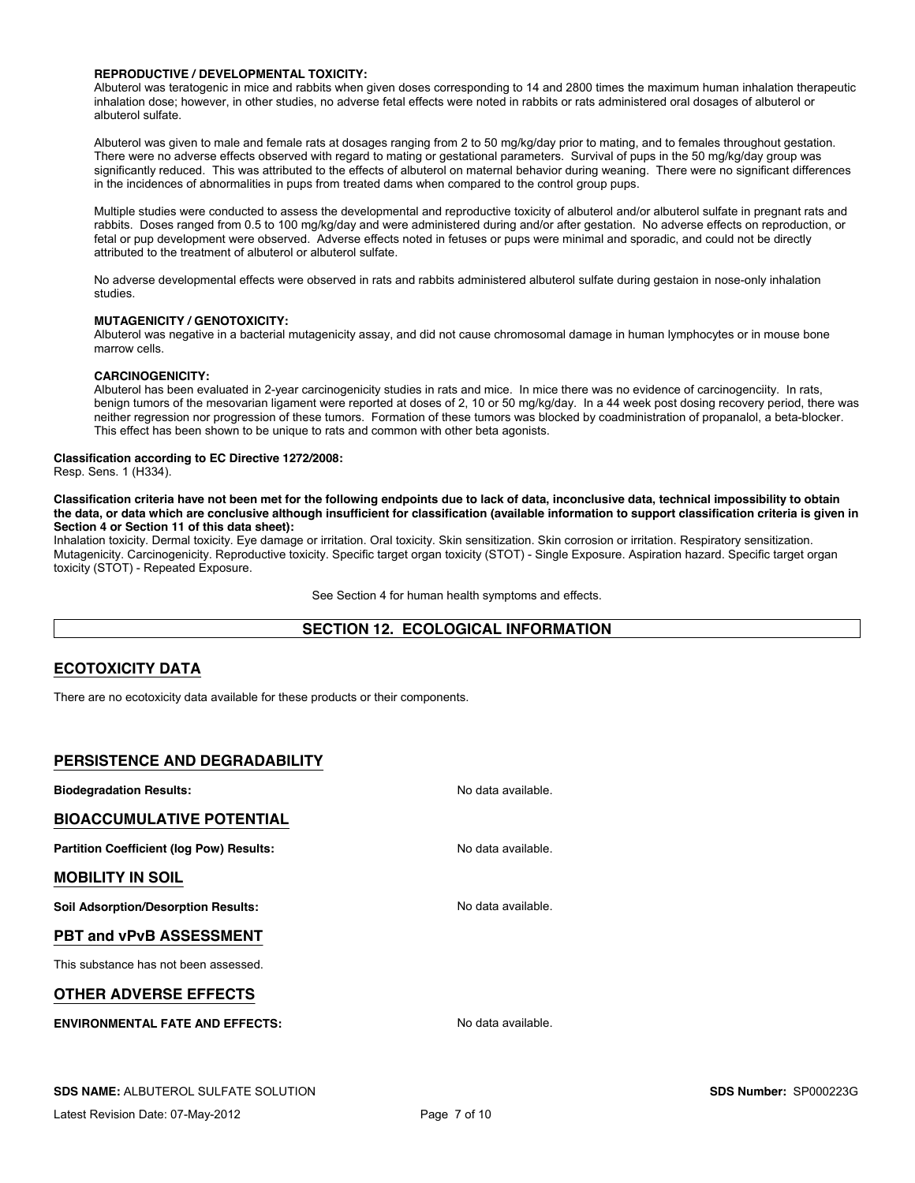**REPRODUCTIVE / DEVELOPMENTAL TOXICITY:**

Albuterol was teratogenic in mice and rabbits when given doses corresponding to 14 and 2800 times the maximum human inhalation therapeutic inhalation dose; however, in other studies, no adverse fetal effects were noted in rabbits or rats administered oral dosages of albuterol or albuterol sulfate.

Albuterol was given to male and female rats at dosages ranging from 2 to 50 mg/kg/day prior to mating, and to females throughout gestation. There were no adverse effects observed with regard to mating or gestational parameters. Survival of pups in the 50 mg/kg/day group was significantly reduced. This was attributed to the effects of albuterol on maternal behavior during weaning. There were no significant differences in the incidences of abnormalities in pups from treated dams when compared to the control group pups.

Multiple studies were conducted to assess the developmental and reproductive toxicity of albuterol and/or albuterol sulfate in pregnant rats and rabbits. Doses ranged from 0.5 to 100 mg/kg/day and were administered during and/or after gestation. No adverse effects on reproduction, or fetal or pup development were observed. Adverse effects noted in fetuses or pups were minimal and sporadic, and could not be directly attributed to the treatment of albuterol or albuterol sulfate.

No adverse developmental effects were observed in rats and rabbits administered albuterol sulfate during gestaion in nose-only inhalation studies.

**MUTAGENICITY / GENOTOXICITY:**

Albuterol was negative in a bacterial mutagenicity assay, and did not cause chromosomal damage in human lymphocytes or in mouse bone marrow cells.

**CARCINOGENICITY:**

Albuterol has been evaluated in 2-year carcinogenicity studies in rats and mice. In mice there was no evidence of carcinogenciity. In rats, benign tumors of the mesovarian ligament were reported at doses of 2, 10 or 50 mg/kg/day. In a 44 week post dosing recovery period, there was neither regression nor progression of these tumors. Formation of these tumors was blocked by coadministration of propanalol, a beta-blocker. This effect has been shown to be unique to rats and common with other beta agonists.

**Classification according to EC Directive 1272/2008:**
Resp. Sens. 1 (H334).

**Classification criteria have not been met for the following endpoints due to lack of data, inconclusive data, technical impossibility to obtain the data, or data which are conclusive although insufficient for classification (available information to support classification criteria is given in Section 4 or Section 11 of this data sheet):**

Inhalation toxicity. Dermal toxicity. Eye damage or irritation. Oral toxicity. Skin sensitization. Skin corrosion or irritation. Respiratory sensitization. Mutagenicity. Carcinogenicity. Reproductive toxicity. Specific target organ toxicity (STOT) - Single Exposure. Aspiration hazard. Specific target organ toxicity (STOT) - Repeated Exposure.

See Section 4 for human health symptoms and effects.

## SECTION 12. ECOLOGICAL INFORMATION

### ECOTOXICITY DATA

There are no ecotoxicity data available for these products or their components.

### PERSISTENCE AND DEGRADABILITY

**Biodegradation Results:** No data available.

### BIOACCUMULATIVE POTENTIAL

**Partition Coefficient (log Pow) Results:** No data available.

### MOBILITY IN SOIL

**Soil Adsorption/Desorption Results:** No data available.

### PBT and vPvB ASSESSMENT

This substance has not been assessed.

### OTHER ADVERSE EFFECTS

**ENVIRONMENTAL FATE AND EFFECTS:** No data available.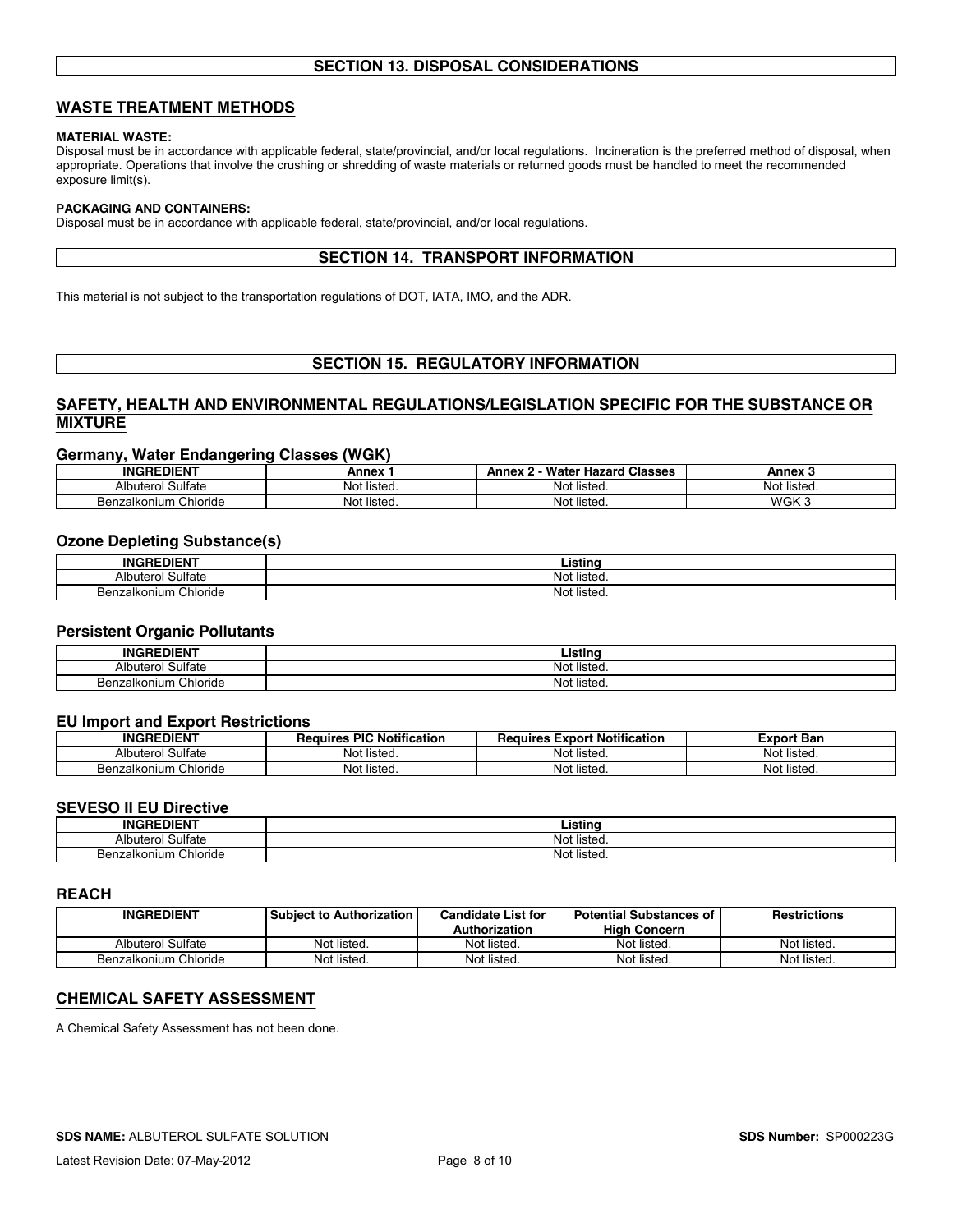## SECTION 13. DISPOSAL CONSIDERATIONS

### WASTE TREATMENT METHODS

**MATERIAL WASTE:**
Disposal must be in accordance with applicable federal, state/provincial, and/or local regulations. Incineration is the preferred method of disposal, when appropriate. Operations that involve the crushing or shredding of waste materials or returned goods must be handled to meet the recommended exposure limit(s).

**PACKAGING AND CONTAINERS:**
Disposal must be in accordance with applicable federal, state/provincial, and/or local regulations.

## SECTION 14. TRANSPORT INFORMATION

This material is not subject to the transportation regulations of DOT, IATA, IMO, and the ADR.

## SECTION 15. REGULATORY INFORMATION

### SAFETY, HEALTH AND ENVIRONMENTAL REGULATIONS/LEGISLATION SPECIFIC FOR THE SUBSTANCE OR MIXTURE

#### Germany, Water Endangering Classes (WGK)

| INGREDIENT | Annex 1 | Annex 2 - Water Hazard Classes | Annex 3 |
|---|---|---|---|
| Albuterol Sulfate | Not listed. | Not listed. | Not listed. |
| Benzalkonium Chloride | Not listed. | Not listed. | WGK 3 |

#### Ozone Depleting Substance(s)

| INGREDIENT | Listing |
|---|---|
| Albuterol Sulfate | Not listed. |
| Benzalkonium Chloride | Not listed. |

#### Persistent Organic Pollutants

| INGREDIENT | Listing |
|---|---|
| Albuterol Sulfate | Not listed. |
| Benzalkonium Chloride | Not listed. |

#### EU Import and Export Restrictions

| INGREDIENT | Requires PIC Notification | Requires Export Notification | Export Ban |
|---|---|---|---|
| Albuterol Sulfate | Not listed. | Not listed. | Not listed. |
| Benzalkonium Chloride | Not listed. | Not listed. | Not listed. |

#### SEVESO II EU Directive

| INGREDIENT | Listing |
|---|---|
| Albuterol Sulfate | Not listed. |
| Benzalkonium Chloride | Not listed. |

#### REACH

| INGREDIENT | Subject to Authorization | Candidate List for Authorization | Potential Substances of High Concern | Restrictions |
|---|---|---|---|---|
| Albuterol Sulfate | Not listed. | Not listed. | Not listed. | Not listed. |
| Benzalkonium Chloride | Not listed. | Not listed. | Not listed. | Not listed. |

### CHEMICAL SAFETY ASSESSMENT

A Chemical Safety Assessment has not been done.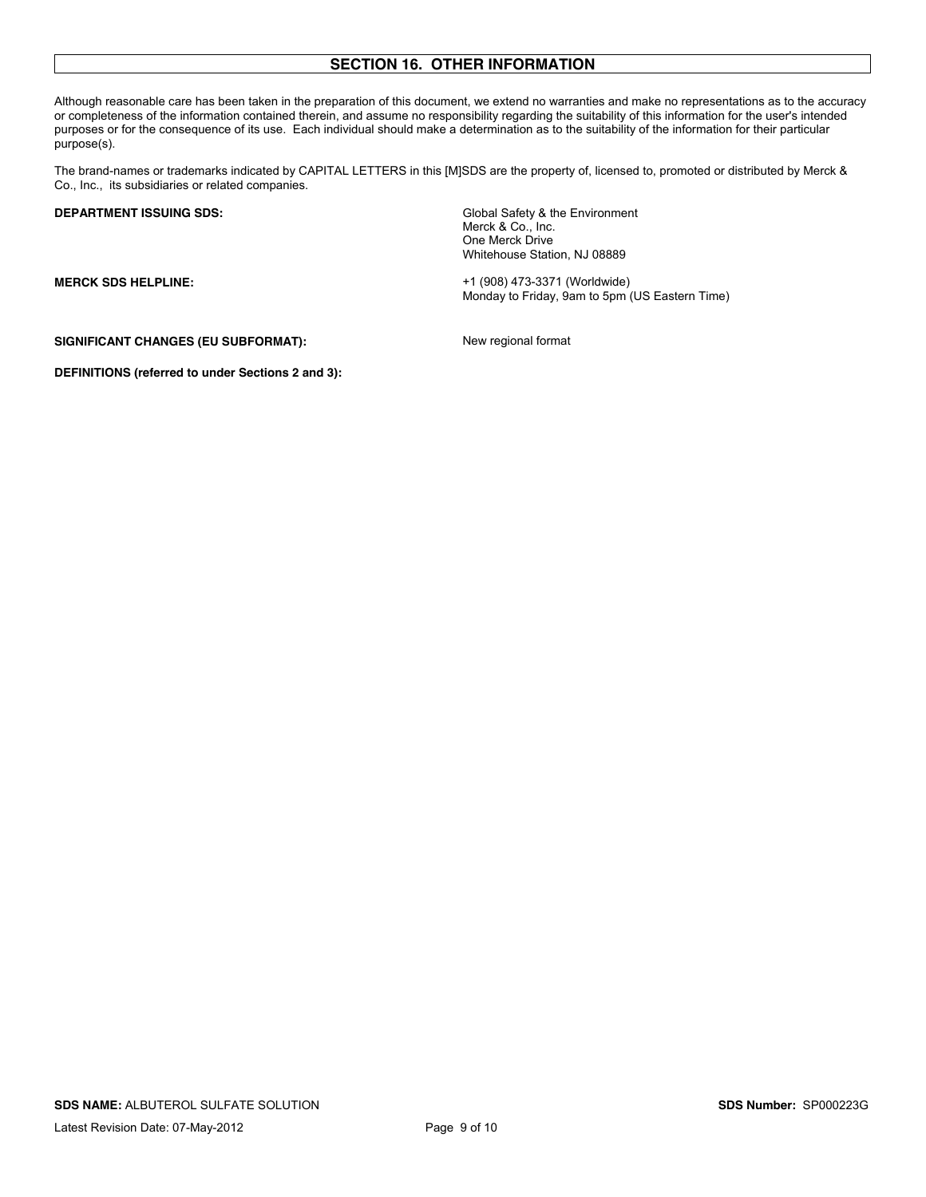## SECTION 16. OTHER INFORMATION

Although reasonable care has been taken in the preparation of this document, we extend no warranties and make no representations as to the accuracy or completeness of the information contained therein, and assume no responsibility regarding the suitability of this information for the user's intended purposes or for the consequence of its use. Each individual should make a determination as to the suitability of the information for their particular purpose(s).

The brand-names or trademarks indicated by CAPITAL LETTERS in this [M]SDS are the property of, licensed to, promoted or distributed by Merck & Co., Inc., its subsidiaries or related companies.

**DEPARTMENT ISSUING SDS:** Global Safety & the Environment
Merck & Co., Inc.
One Merck Drive
Whitehouse Station, NJ 08889

**MERCK SDS HELPLINE:** +1 (908) 473-3371 (Worldwide)
Monday to Friday, 9am to 5pm (US Eastern Time)

**SIGNIFICANT CHANGES (EU SUBFORMAT):** New regional format

**DEFINITIONS (referred to under Sections 2 and 3):**

**SDS NAME:** ALBUTEROL SULFATE SOLUTION **SDS Number:** SP000223G

Latest Revision Date: 07-May-2012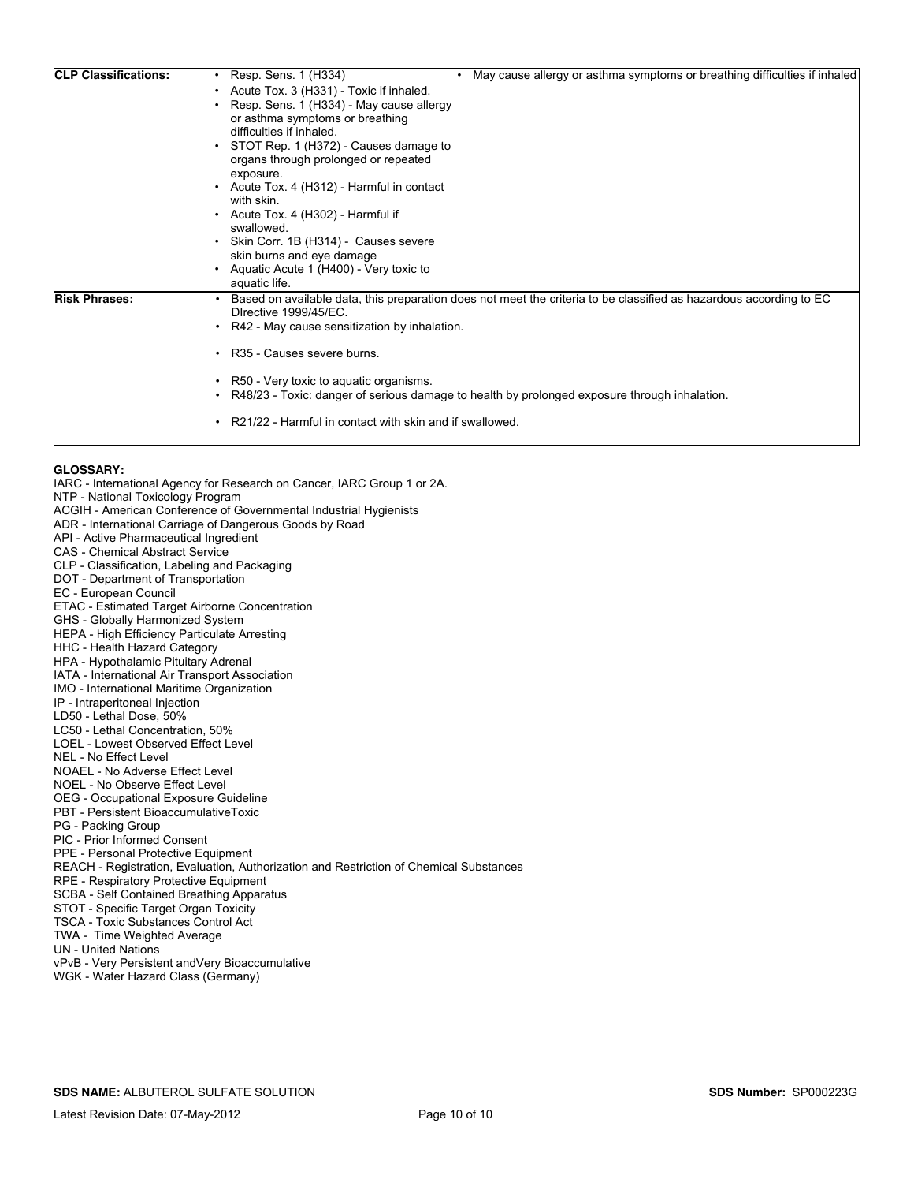| | | |
|---|---|---|
| **CLP Classifications:** | • Resp. Sens. 1 (H334)<br>• Acute Tox. 3 (H331) - Toxic if inhaled.<br>• Resp. Sens. 1 (H334) - May cause allergy or asthma symptoms or breathing difficulties if inhaled.<br>• STOT Rep. 1 (H372) - Causes damage to organs through prolonged or repeated exposure.<br>• Acute Tox. 4 (H312) - Harmful in contact with skin.<br>• Acute Tox. 4 (H302) - Harmful if swallowed.<br>• Skin Corr. 1B (H314) - Causes severe skin burns and eye damage<br>• Aquatic Acute 1 (H400) - Very toxic to aquatic life. | • May cause allergy or asthma symptoms or breathing difficulties if inhaled |
| **Risk Phrases:** | • Based on available data, this preparation does not meet the criteria to be classified as hazardous according to EC DIrective 1999/45/EC.<br>• R42 - May cause sensitization by inhalation.<br>• R35 - Causes severe burns.<br>• R50 - Very toxic to aquatic organisms.<br>• R48/23 - Toxic: danger of serious damage to health by prolonged exposure through inhalation.<br>• R21/22 - Harmful in contact with skin and if swallowed. | |

**GLOSSARY:**

IARC - International Agency for Research on Cancer, IARC Group 1 or 2A.
NTP - National Toxicology Program
ACGIH - American Conference of Governmental Industrial Hygienists
ADR - International Carriage of Dangerous Goods by Road
API - Active Pharmaceutical Ingredient
CAS - Chemical Abstract Service
CLP - Classification, Labeling and Packaging
DOT - Department of Transportation
EC - European Council
ETAC - Estimated Target Airborne Concentration
GHS - Globally Harmonized System
HEPA - High Efficiency Particulate Arresting
HHC - Health Hazard Category
HPA - Hypothalamic Pituitary Adrenal
IATA - International Air Transport Association
IMO - International Maritime Organization
IP - Intraperitoneal Injection
LD50 - Lethal Dose, 50%
LC50 - Lethal Concentration, 50%
LOEL - Lowest Observed Effect Level
NEL - No Effect Level
NOAEL - No Adverse Effect Level
NOEL - No Observe Effect Level
OEG - Occupational Exposure Guideline
PBT - Persistent BioaccumulativeToxic
PG - Packing Group
PIC - Prior Informed Consent
PPE - Personal Protective Equipment
REACH - Registration, Evaluation, Authorization and Restriction of Chemical Substances
RPE - Respiratory Protective Equipment
SCBA - Self Contained Breathing Apparatus
STOT - Specific Target Organ Toxicity
TSCA - Toxic Substances Control Act
TWA - Time Weighted Average
UN - United Nations
vPvB - Very Persistent andVery Bioaccumulative
WGK - Water Hazard Class (Germany)